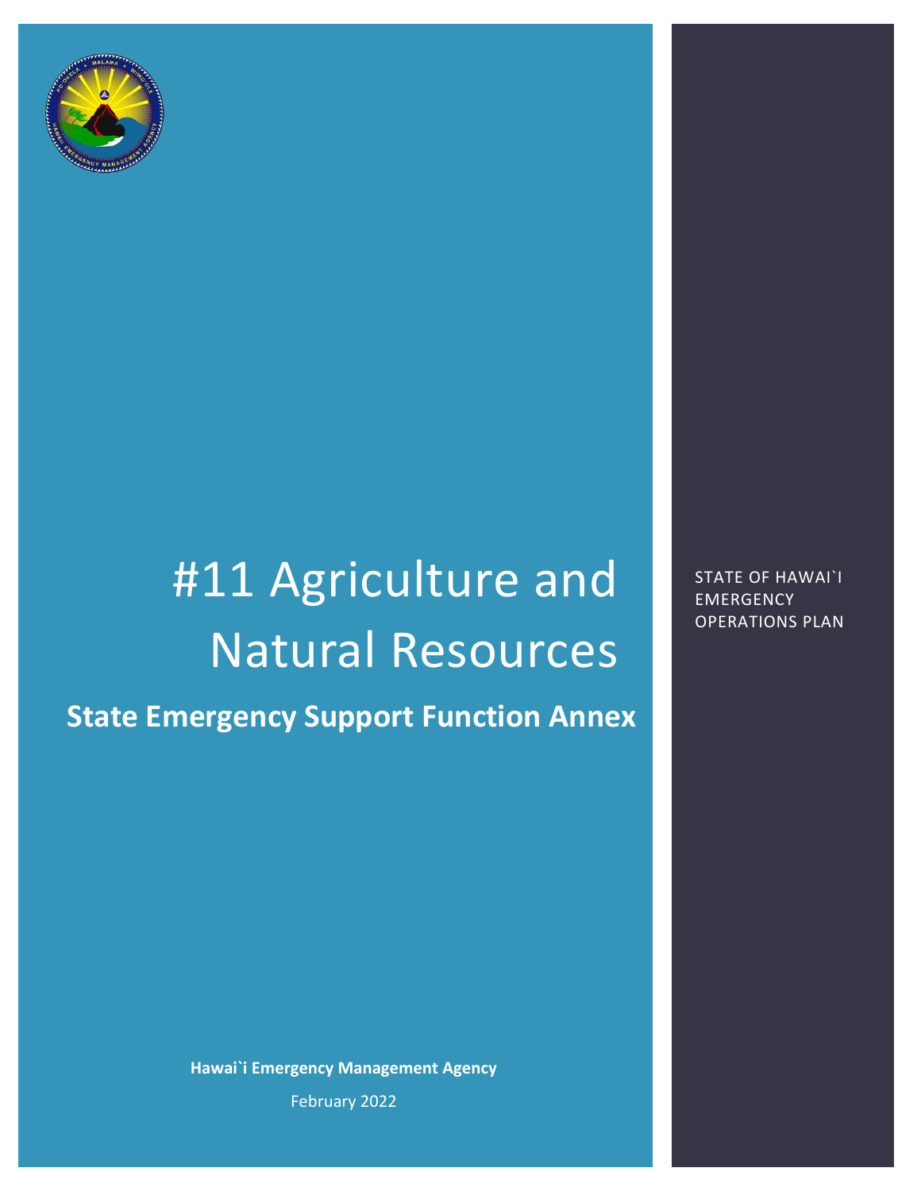# #11 Agriculture and Natural Resources

## State Emergency Support Function Annex

STATE OF HAWAI`I EMERGENCY OPERATIONS PLAN

**Hawai`i Emergency Management Agency**

February 2022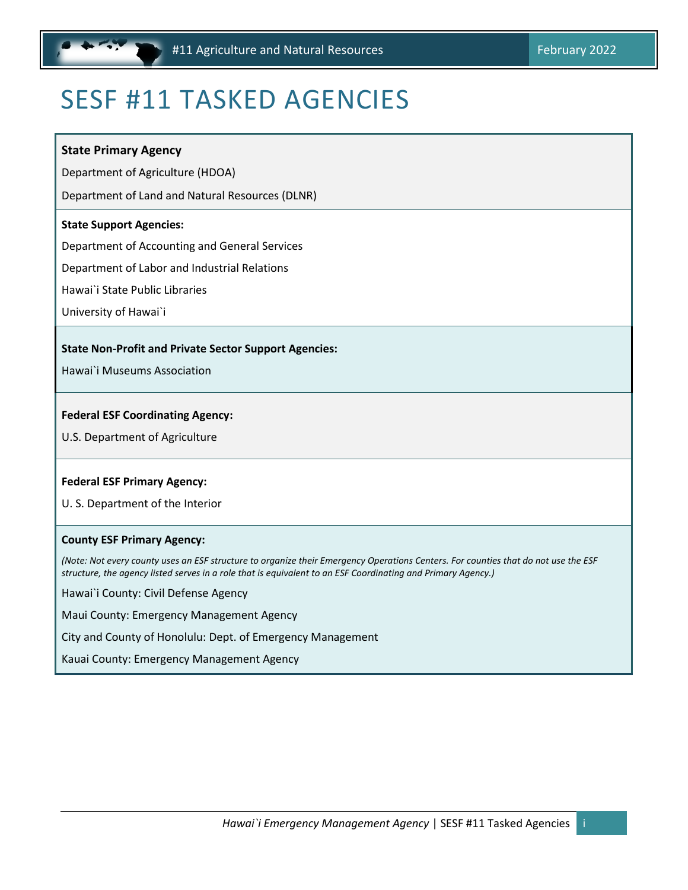# SESF #11 TASKED AGENCIES

**State Primary Agency**

Department of Agriculture (HDOA)

Department of Land and Natural Resources (DLNR)

**State Support Agencies:**

Department of Accounting and General Services

Department of Labor and Industrial Relations

Hawai`i State Public Libraries

University of Hawai`i

**State Non-Profit and Private Sector Support Agencies:**

Hawai`i Museums Association

**Federal ESF Coordinating Agency:**

U.S. Department of Agriculture

**Federal ESF Primary Agency:**

U. S. Department of the Interior

**County ESF Primary Agency:**

*(Note: Not every county uses an ESF structure to organize their Emergency Operations Centers. For counties that do not use the ESF structure, the agency listed serves in a role that is equivalent to an ESF Coordinating and Primary Agency.)*

Hawai`i County: Civil Defense Agency

Maui County: Emergency Management Agency

City and County of Honolulu: Dept. of Emergency Management

Kauai County: Emergency Management Agency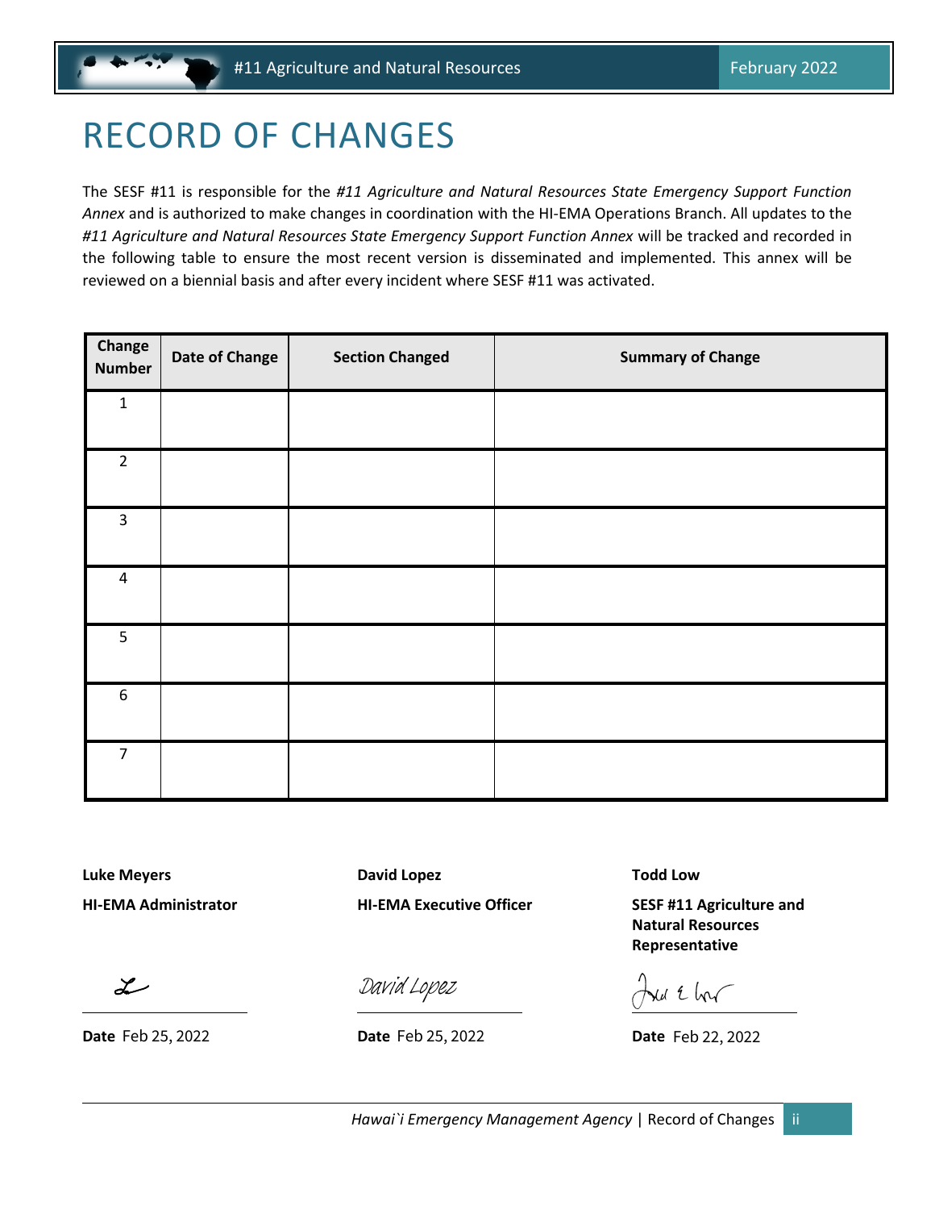# RECORD OF CHANGES

The SESF #11 is responsible for the *#11 Agriculture and Natural Resources State Emergency Support Function Annex* and is authorized to make changes in coordination with the HI-EMA Operations Branch. All updates to the *#11 Agriculture and Natural Resources State Emergency Support Function Annex* will be tracked and recorded in the following table to ensure the most recent version is disseminated and implemented. This annex will be reviewed on a biennial basis and after every incident where SESF #11 was activated.

| Change Number | Date of Change | Section Changed | Summary of Change |
|---|---|---|---|
| 1 | | | |
| 2 | | | |
| 3 | | | |
| 4 | | | |
| 5 | | | |
| 6 | | | |
| 7 | | | |

**Luke Meyers**
**HI-EMA Administrator**

**Date** Feb 25, 2022

**David Lopez**
**HI-EMA Executive Officer**

David Lopez

**Date** Feb 25, 2022

**Todd Low**
**SESF #11 Agriculture and Natural Resources Representative**

**Date** Feb 22, 2022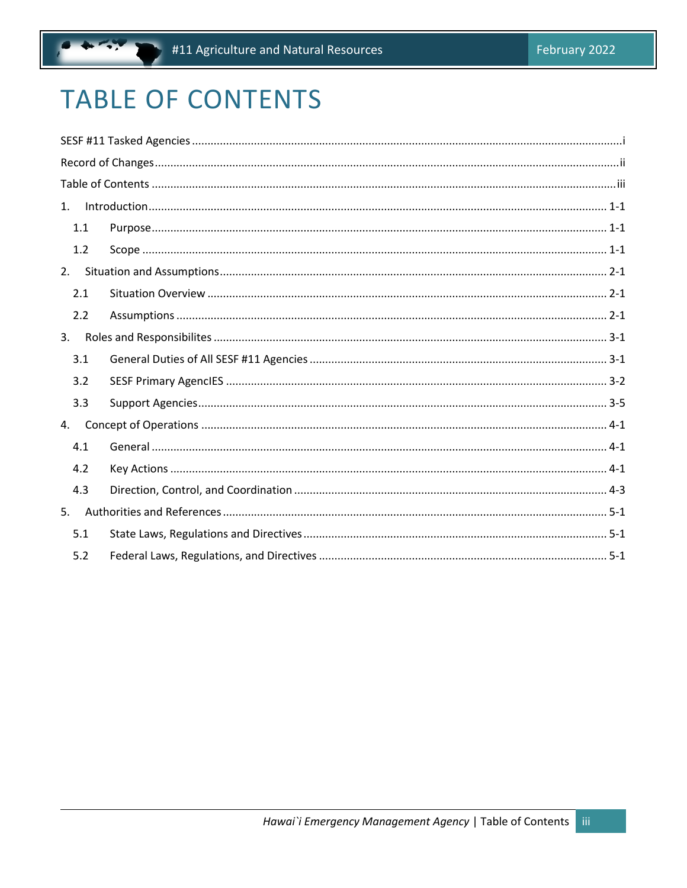# TABLE OF CONTENTS

SESF #11 Tasked Agencies ..................................................................................................................i

Record of Changes ..........................................................................................................................ii

Table of Contents ............................................................................................................................iii

1. Introduction ............................................................................................................................ 1-1

   1.1 Purpose ............................................................................................................................ 1-1

   1.2 Scope ................................................................................................................................ 1-1

2. Situation and Assumptions ...................................................................................................... 2-1

   2.1 Situation Overview ........................................................................................................... 2-1

   2.2 Assumptions ..................................................................................................................... 2-1

3. Roles and Responsibilites ......................................................................................................... 3-1

   3.1 General Duties of All SESF #11 Agencies ........................................................................... 3-1

   3.2 SESF Primary AgencIES ..................................................................................................... 3-2

   3.3 Support Agencies .............................................................................................................. 3-5

4. Concept of Operations ............................................................................................................. 4-1

   4.1 General ............................................................................................................................ 4-1

   4.2 Key Actions ....................................................................................................................... 4-1

   4.3 Direction, Control, and Coordination ................................................................................ 4-3

5. Authorities and References ...................................................................................................... 5-1

   5.1 State Laws, Regulations and Directives ............................................................................. 5-1

   5.2 Federal Laws, Regulations, and Directives ........................................................................ 5-1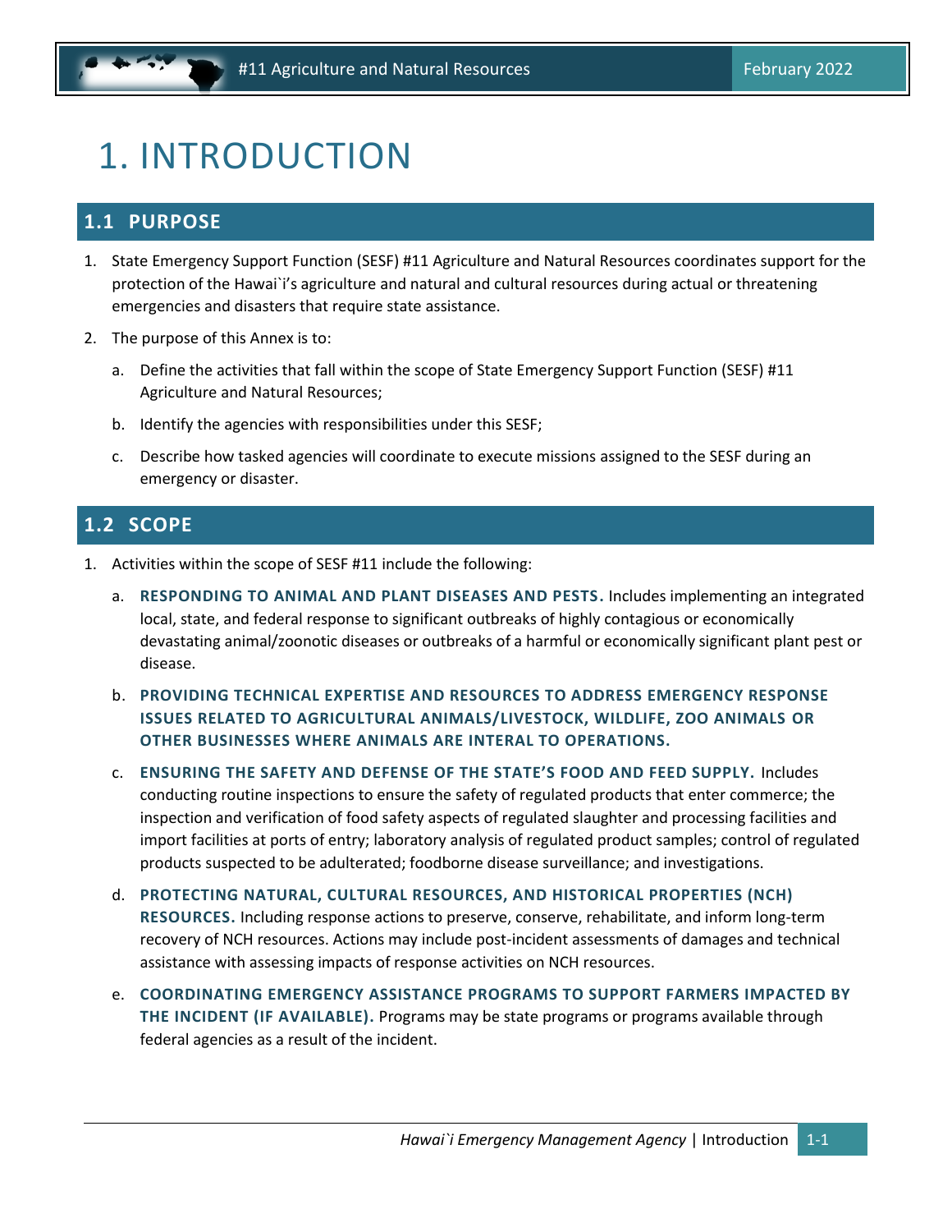# 1. INTRODUCTION

## 1.1 PURPOSE

1. State Emergency Support Function (SESF) #11 Agriculture and Natural Resources coordinates support for the protection of the Hawai`i's agriculture and natural and cultural resources during actual or threatening emergencies and disasters that require state assistance.
2. The purpose of this Annex is to:
   a. Define the activities that fall within the scope of State Emergency Support Function (SESF) #11 Agriculture and Natural Resources;
   b. Identify the agencies with responsibilities under this SESF;
   c. Describe how tasked agencies will coordinate to execute missions assigned to the SESF during an emergency or disaster.

## 1.2 SCOPE

1. Activities within the scope of SESF #11 include the following:
   a. **RESPONDING TO ANIMAL AND PLANT DISEASES AND PESTS.** Includes implementing an integrated local, state, and federal response to significant outbreaks of highly contagious or economically devastating animal/zoonotic diseases or outbreaks of a harmful or economically significant plant pest or disease.
   b. **PROVIDING TECHNICAL EXPERTISE AND RESOURCES TO ADDRESS EMERGENCY RESPONSE ISSUES RELATED TO AGRICULTURAL ANIMALS/LIVESTOCK, WILDLIFE, ZOO ANIMALS OR OTHER BUSINESSES WHERE ANIMALS ARE INTERAL TO OPERATIONS.**
   c. **ENSURING THE SAFETY AND DEFENSE OF THE STATE'S FOOD AND FEED SUPPLY.** Includes conducting routine inspections to ensure the safety of regulated products that enter commerce; the inspection and verification of food safety aspects of regulated slaughter and processing facilities and import facilities at ports of entry; laboratory analysis of regulated product samples; control of regulated products suspected to be adulterated; foodborne disease surveillance; and investigations.
   d. **PROTECTING NATURAL, CULTURAL RESOURCES, AND HISTORICAL PROPERTIES (NCH) RESOURCES.** Including response actions to preserve, conserve, rehabilitate, and inform long-term recovery of NCH resources. Actions may include post-incident assessments of damages and technical assistance with assessing impacts of response activities on NCH resources.
   e. **COORDINATING EMERGENCY ASSISTANCE PROGRAMS TO SUPPORT FARMERS IMPACTED BY THE INCIDENT (IF AVAILABLE).** Programs may be state programs or programs available through federal agencies as a result of the incident.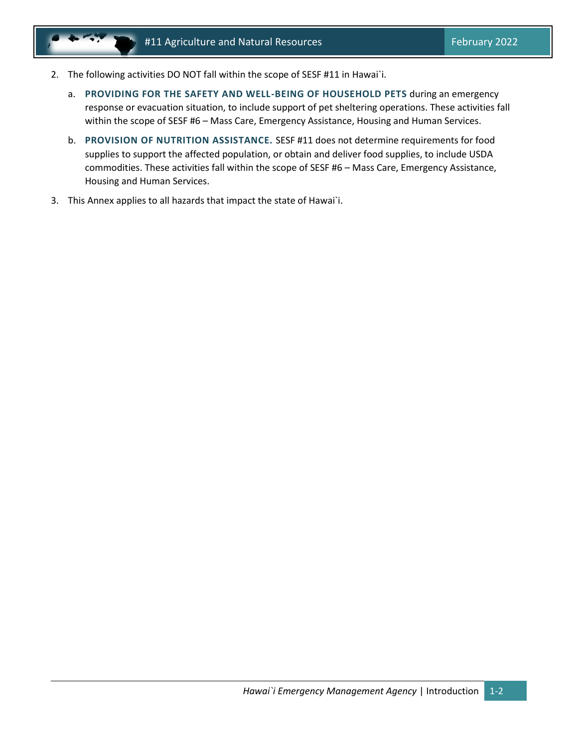2. The following activities DO NOT fall within the scope of SESF #11 in Hawai`i.

   a. **PROVIDING FOR THE SAFETY AND WELL-BEING OF HOUSEHOLD PETS** during an emergency response or evacuation situation, to include support of pet sheltering operations. These activities fall within the scope of SESF #6 – Mass Care, Emergency Assistance, Housing and Human Services.

   b. **PROVISION OF NUTRITION ASSISTANCE.** SESF #11 does not determine requirements for food supplies to support the affected population, or obtain and deliver food supplies, to include USDA commodities. These activities fall within the scope of SESF #6 – Mass Care, Emergency Assistance, Housing and Human Services.

3. This Annex applies to all hazards that impact the state of Hawai`i.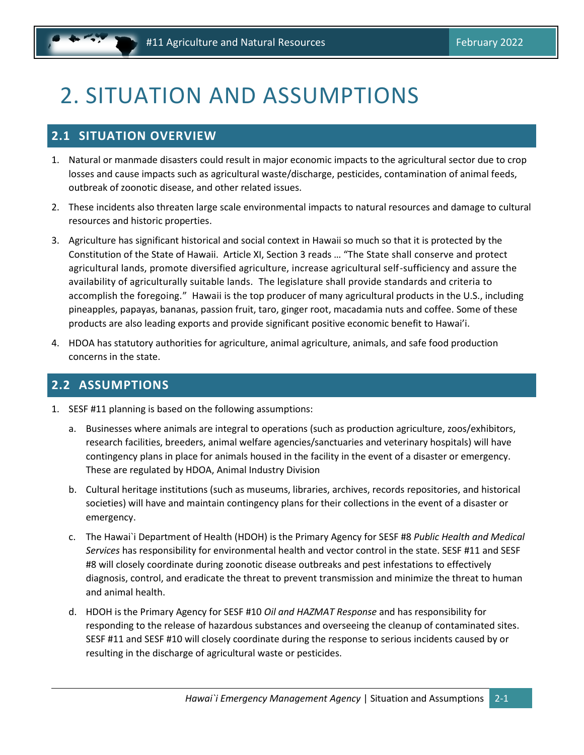# 2. SITUATION AND ASSUMPTIONS

## 2.1 SITUATION OVERVIEW

1. Natural or manmade disasters could result in major economic impacts to the agricultural sector due to crop losses and cause impacts such as agricultural waste/discharge, pesticides, contamination of animal feeds, outbreak of zoonotic disease, and other related issues.
2. These incidents also threaten large scale environmental impacts to natural resources and damage to cultural resources and historic properties.
3. Agriculture has significant historical and social context in Hawaii so much so that it is protected by the Constitution of the State of Hawaii. Article XI, Section 3 reads … "The State shall conserve and protect agricultural lands, promote diversified agriculture, increase agricultural self-sufficiency and assure the availability of agriculturally suitable lands. The legislature shall provide standards and criteria to accomplish the foregoing." Hawaii is the top producer of many agricultural products in the U.S., including pineapples, papayas, bananas, passion fruit, taro, ginger root, macadamia nuts and coffee. Some of these products are also leading exports and provide significant positive economic benefit to Hawai'i.
4. HDOA has statutory authorities for agriculture, animal agriculture, animals, and safe food production concerns in the state.

## 2.2 ASSUMPTIONS

1. SESF #11 planning is based on the following assumptions:
   a. Businesses where animals are integral to operations (such as production agriculture, zoos/exhibitors, research facilities, breeders, animal welfare agencies/sanctuaries and veterinary hospitals) will have contingency plans in place for animals housed in the facility in the event of a disaster or emergency. These are regulated by HDOA, Animal Industry Division
   b. Cultural heritage institutions (such as museums, libraries, archives, records repositories, and historical societies) will have and maintain contingency plans for their collections in the event of a disaster or emergency.
   c. The Hawai`i Department of Health (HDOH) is the Primary Agency for SESF #8 *Public Health and Medical Services* has responsibility for environmental health and vector control in the state. SESF #11 and SESF #8 will closely coordinate during zoonotic disease outbreaks and pest infestations to effectively diagnosis, control, and eradicate the threat to prevent transmission and minimize the threat to human and animal health.
   d. HDOH is the Primary Agency for SESF #10 *Oil and HAZMAT Response* and has responsibility for responding to the release of hazardous substances and overseeing the cleanup of contaminated sites. SESF #11 and SESF #10 will closely coordinate during the response to serious incidents caused by or resulting in the discharge of agricultural waste or pesticides.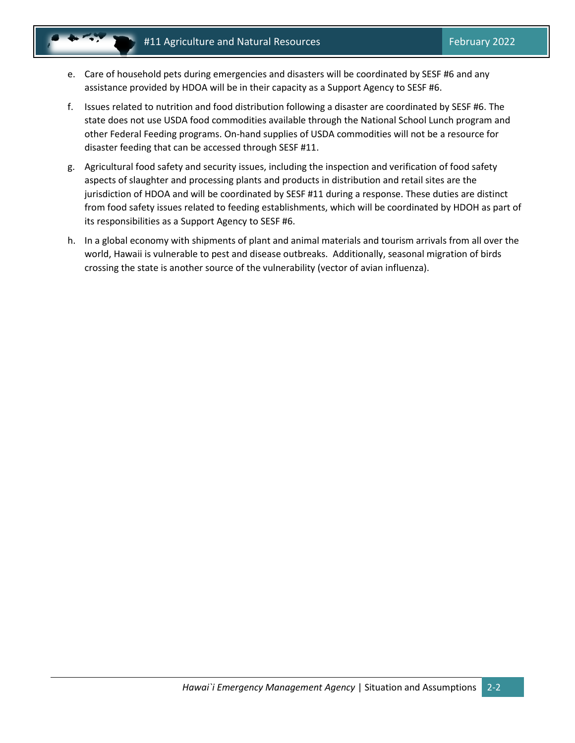e. Care of household pets during emergencies and disasters will be coordinated by SESF #6 and any assistance provided by HDOA will be in their capacity as a Support Agency to SESF #6.

f. Issues related to nutrition and food distribution following a disaster are coordinated by SESF #6. The state does not use USDA food commodities available through the National School Lunch program and other Federal Feeding programs. On-hand supplies of USDA commodities will not be a resource for disaster feeding that can be accessed through SESF #11.

g. Agricultural food safety and security issues, including the inspection and verification of food safety aspects of slaughter and processing plants and products in distribution and retail sites are the jurisdiction of HDOA and will be coordinated by SESF #11 during a response. These duties are distinct from food safety issues related to feeding establishments, which will be coordinated by HDOH as part of its responsibilities as a Support Agency to SESF #6.

h. In a global economy with shipments of plant and animal materials and tourism arrivals from all over the world, Hawaii is vulnerable to pest and disease outbreaks. Additionally, seasonal migration of birds crossing the state is another source of the vulnerability (vector of avian influenza).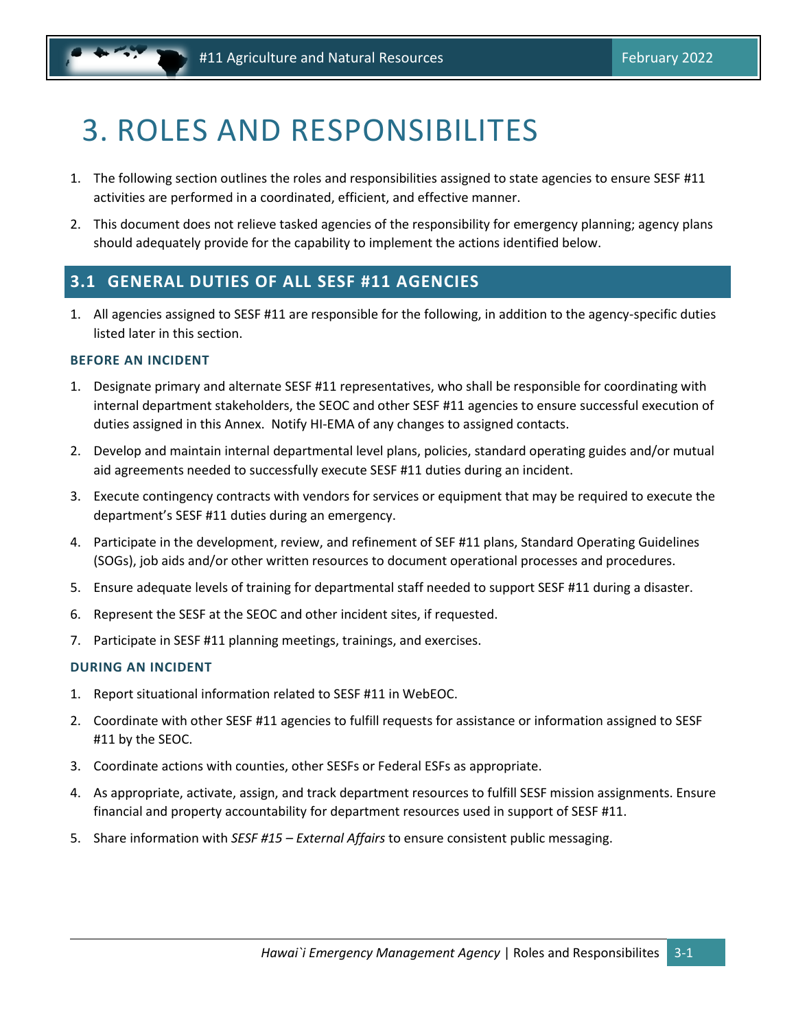# 3. ROLES AND RESPONSIBILITES

1. The following section outlines the roles and responsibilities assigned to state agencies to ensure SESF #11 activities are performed in a coordinated, efficient, and effective manner.
2. This document does not relieve tasked agencies of the responsibility for emergency planning; agency plans should adequately provide for the capability to implement the actions identified below.

## 3.1 GENERAL DUTIES OF ALL SESF #11 AGENCIES

1. All agencies assigned to SESF #11 are responsible for the following, in addition to the agency-specific duties listed later in this section.

### BEFORE AN INCIDENT

1. Designate primary and alternate SESF #11 representatives, who shall be responsible for coordinating with internal department stakeholders, the SEOC and other SESF #11 agencies to ensure successful execution of duties assigned in this Annex. Notify HI-EMA of any changes to assigned contacts.
2. Develop and maintain internal departmental level plans, policies, standard operating guides and/or mutual aid agreements needed to successfully execute SESF #11 duties during an incident.
3. Execute contingency contracts with vendors for services or equipment that may be required to execute the department's SESF #11 duties during an emergency.
4. Participate in the development, review, and refinement of SEF #11 plans, Standard Operating Guidelines (SOGs), job aids and/or other written resources to document operational processes and procedures.
5. Ensure adequate levels of training for departmental staff needed to support SESF #11 during a disaster.
6. Represent the SESF at the SEOC and other incident sites, if requested.
7. Participate in SESF #11 planning meetings, trainings, and exercises.

### DURING AN INCIDENT

1. Report situational information related to SESF #11 in WebEOC.
2. Coordinate with other SESF #11 agencies to fulfill requests for assistance or information assigned to SESF #11 by the SEOC.
3. Coordinate actions with counties, other SESFs or Federal ESFs as appropriate.
4. As appropriate, activate, assign, and track department resources to fulfill SESF mission assignments. Ensure financial and property accountability for department resources used in support of SESF #11.
5. Share information with *SESF #15 – External Affairs* to ensure consistent public messaging.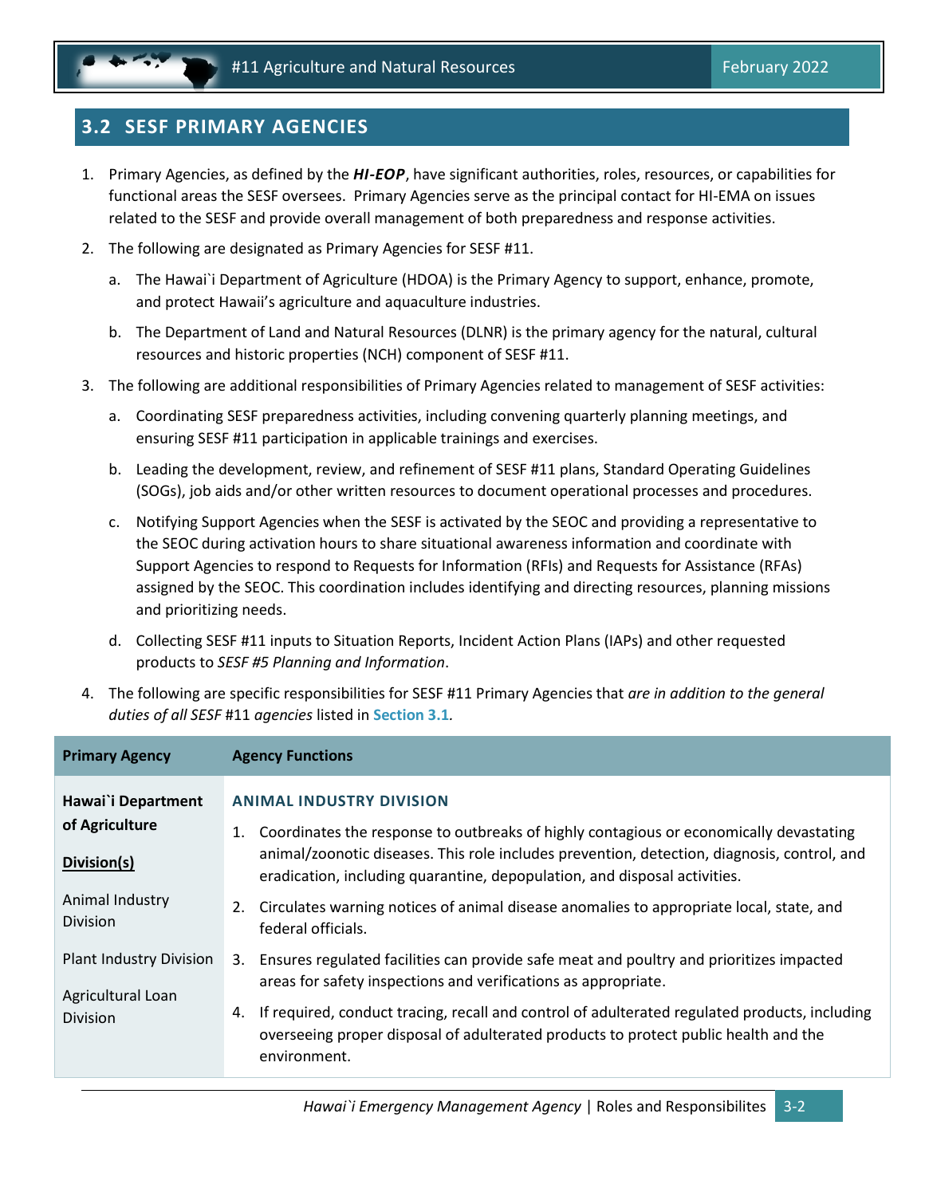## 3.2 SESF PRIMARY AGENCIES

1. Primary Agencies, as defined by the ***HI-EOP***, have significant authorities, roles, resources, or capabilities for functional areas the SESF oversees. Primary Agencies serve as the principal contact for HI-EMA on issues related to the SESF and provide overall management of both preparedness and response activities.
2. The following are designated as Primary Agencies for SESF #11.
   a. The Hawai`i Department of Agriculture (HDOA) is the Primary Agency to support, enhance, promote, and protect Hawaii's agriculture and aquaculture industries.
   b. The Department of Land and Natural Resources (DLNR) is the primary agency for the natural, cultural resources and historic properties (NCH) component of SESF #11.
3. The following are additional responsibilities of Primary Agencies related to management of SESF activities:
   a. Coordinating SESF preparedness activities, including convening quarterly planning meetings, and ensuring SESF #11 participation in applicable trainings and exercises.
   b. Leading the development, review, and refinement of SESF #11 plans, Standard Operating Guidelines (SOGs), job aids and/or other written resources to document operational processes and procedures.
   c. Notifying Support Agencies when the SESF is activated by the SEOC and providing a representative to the SEOC during activation hours to share situational awareness information and coordinate with Support Agencies to respond to Requests for Information (RFIs) and Requests for Assistance (RFAs) assigned by the SEOC. This coordination includes identifying and directing resources, planning missions and prioritizing needs.
   d. Collecting SESF #11 inputs to Situation Reports, Incident Action Plans (IAPs) and other requested products to *SESF #5 Planning and Information*.
4. The following are specific responsibilities for SESF #11 Primary Agencies that *are in addition to the general duties of all SESF* #11 *agencies* listed in **Section 3.1**.

| Primary Agency | Agency Functions |
|---|---|
| **Hawai`i Department of Agriculture**<br><br>**Division(s)**<br><br>Animal Industry Division<br><br>Plant Industry Division<br><br>Agricultural Loan Division | **ANIMAL INDUSTRY DIVISION**<br><br>1. Coordinates the response to outbreaks of highly contagious or economically devastating animal/zoonotic diseases. This role includes prevention, detection, diagnosis, control, and eradication, including quarantine, depopulation, and disposal activities.<br>2. Circulates warning notices of animal disease anomalies to appropriate local, state, and federal officials.<br>3. Ensures regulated facilities can provide safe meat and poultry and prioritizes impacted areas for safety inspections and verifications as appropriate.<br>4. If required, conduct tracing, recall and control of adulterated regulated products, including overseeing proper disposal of adulterated products to protect public health and the environment. |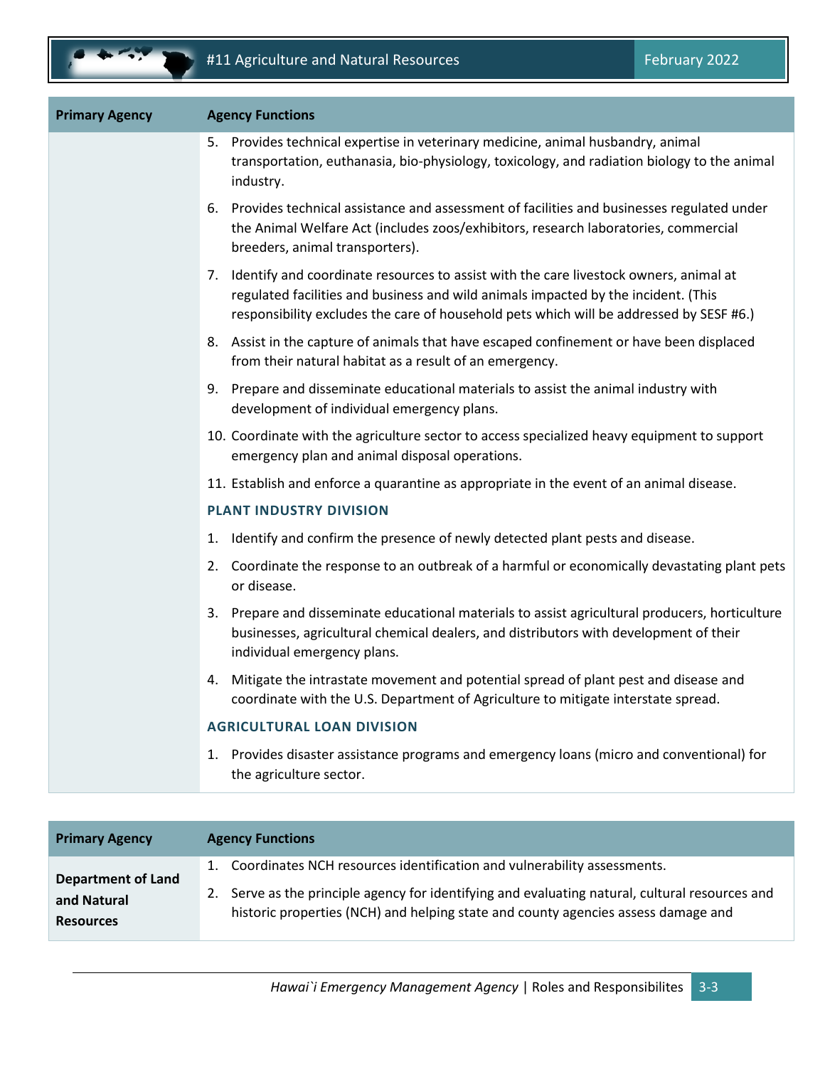| Primary Agency | Agency Functions |
|---|---|
| | 5. Provides technical expertise in veterinary medicine, animal husbandry, animal transportation, euthanasia, bio-physiology, toxicology, and radiation biology to the animal industry.<br>6. Provides technical assistance and assessment of facilities and businesses regulated under the Animal Welfare Act (includes zoos/exhibitors, research laboratories, commercial breeders, animal transporters).<br>7. Identify and coordinate resources to assist with the care livestock owners, animal at regulated facilities and business and wild animals impacted by the incident. (This responsibility excludes the care of household pets which will be addressed by SESF #6.)<br>8. Assist in the capture of animals that have escaped confinement or have been displaced from their natural habitat as a result of an emergency.<br>9. Prepare and disseminate educational materials to assist the animal industry with development of individual emergency plans.<br>10. Coordinate with the agriculture sector to access specialized heavy equipment to support emergency plan and animal disposal operations.<br>11. Establish and enforce a quarantine as appropriate in the event of an animal disease.<br>**PLANT INDUSTRY DIVISION**<br>1. Identify and confirm the presence of newly detected plant pests and disease.<br>2. Coordinate the response to an outbreak of a harmful or economically devastating plant pets or disease.<br>3. Prepare and disseminate educational materials to assist agricultural producers, horticulture businesses, agricultural chemical dealers, and distributors with development of their individual emergency plans.<br>4. Mitigate the intrastate movement and potential spread of plant pest and disease and coordinate with the U.S. Department of Agriculture to mitigate interstate spread.<br>**AGRICULTURAL LOAN DIVISION**<br>1. Provides disaster assistance programs and emergency loans (micro and conventional) for the agriculture sector. |

| Primary Agency | Agency Functions |
|---|---|
| **Department of Land and Natural Resources** | 1. Coordinates NCH resources identification and vulnerability assessments.<br>2. Serve as the principle agency for identifying and evaluating natural, cultural resources and historic properties (NCH) and helping state and county agencies assess damage and |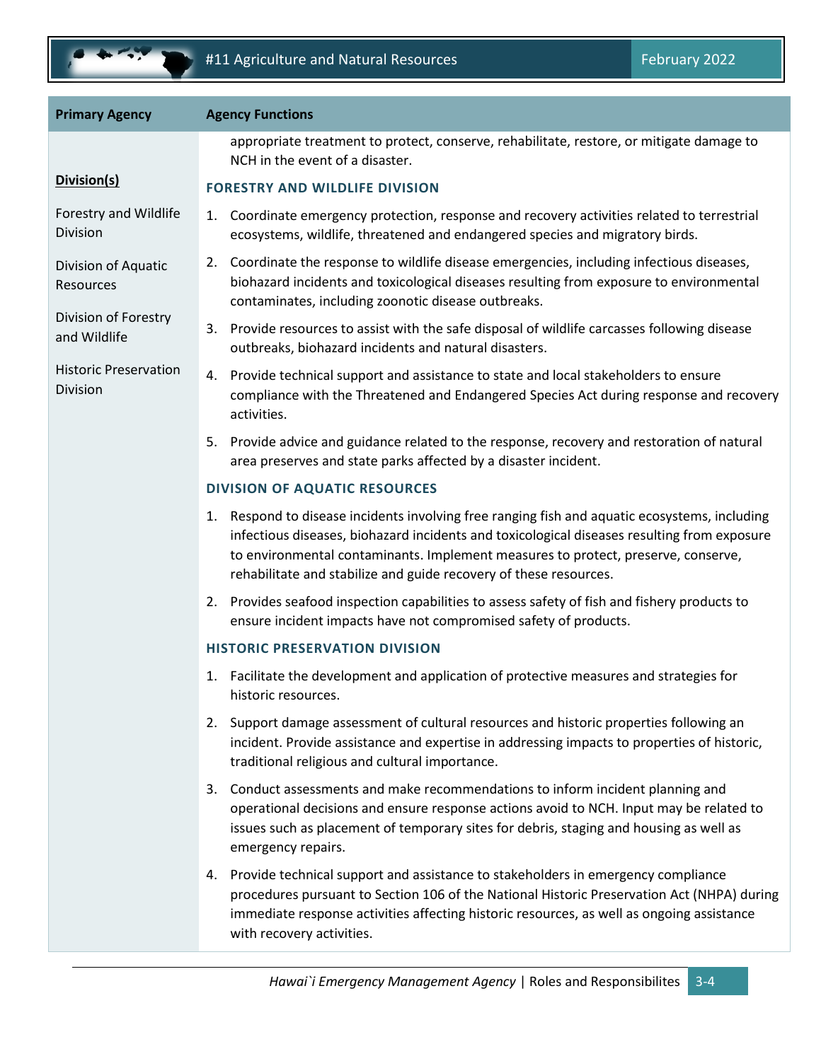| Primary Agency | Agency Functions |
|---|---|
| | appropriate treatment to protect, conserve, rehabilitate, restore, or mitigate damage to NCH in the event of a disaster. |

**Division(s)**

- Forestry and Wildlife Division
- Division of Aquatic Resources
- Division of Forestry and Wildlife
- Historic Preservation Division

### FORESTRY AND WILDLIFE DIVISION

1. Coordinate emergency protection, response and recovery activities related to terrestrial ecosystems, wildlife, threatened and endangered species and migratory birds.
2. Coordinate the response to wildlife disease emergencies, including infectious diseases, biohazard incidents and toxicological diseases resulting from exposure to environmental contaminates, including zoonotic disease outbreaks.
3. Provide resources to assist with the safe disposal of wildlife carcasses following disease outbreaks, biohazard incidents and natural disasters.
4. Provide technical support and assistance to state and local stakeholders to ensure compliance with the Threatened and Endangered Species Act during response and recovery activities.
5. Provide advice and guidance related to the response, recovery and restoration of natural area preserves and state parks affected by a disaster incident.

### DIVISION OF AQUATIC RESOURCES

1. Respond to disease incidents involving free ranging fish and aquatic ecosystems, including infectious diseases, biohazard incidents and toxicological diseases resulting from exposure to environmental contaminants. Implement measures to protect, preserve, conserve, rehabilitate and stabilize and guide recovery of these resources.
2. Provides seafood inspection capabilities to assess safety of fish and fishery products to ensure incident impacts have not compromised safety of products.

### HISTORIC PRESERVATION DIVISION

1. Facilitate the development and application of protective measures and strategies for historic resources.
2. Support damage assessment of cultural resources and historic properties following an incident. Provide assistance and expertise in addressing impacts to properties of historic, traditional religious and cultural importance.
3. Conduct assessments and make recommendations to inform incident planning and operational decisions and ensure response actions avoid to NCH. Input may be related to issues such as placement of temporary sites for debris, staging and housing as well as emergency repairs.
4. Provide technical support and assistance to stakeholders in emergency compliance procedures pursuant to Section 106 of the National Historic Preservation Act (NHPA) during immediate response activities affecting historic resources, as well as ongoing assistance with recovery activities.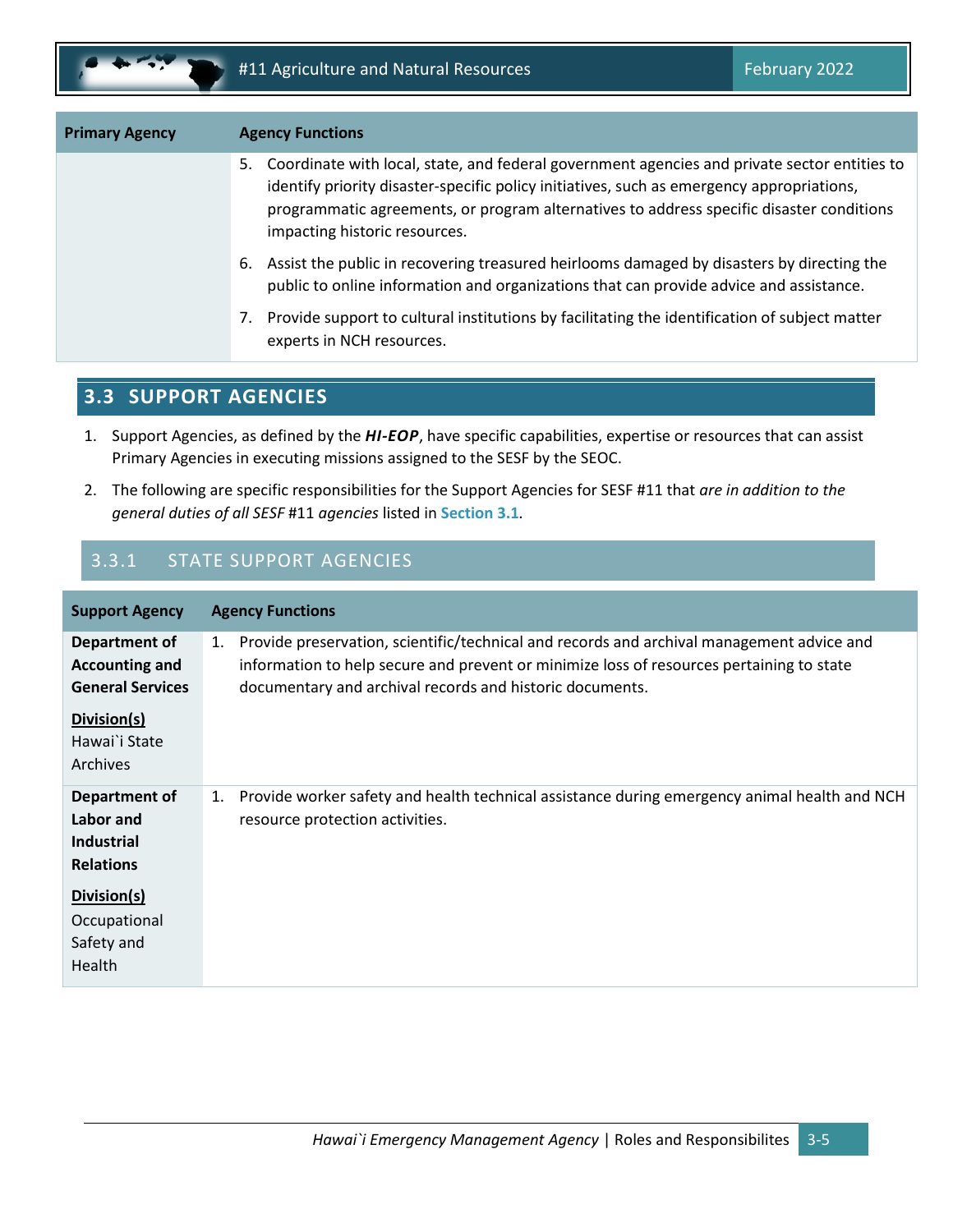| Primary Agency | Agency Functions |
|---|---|
| | 5. Coordinate with local, state, and federal government agencies and private sector entities to identify priority disaster-specific policy initiatives, such as emergency appropriations, programmatic agreements, or program alternatives to address specific disaster conditions impacting historic resources.<br>6. Assist the public in recovering treasured heirlooms damaged by disasters by directing the public to online information and organizations that can provide advice and assistance.<br>7. Provide support to cultural institutions by facilitating the identification of subject matter experts in NCH resources. |

## 3.3 SUPPORT AGENCIES

1. Support Agencies, as defined by the ***HI-EOP***, have specific capabilities, expertise or resources that can assist Primary Agencies in executing missions assigned to the SESF by the SEOC.
2. The following are specific responsibilities for the Support Agencies for SESF #11 that *are in addition to the general duties of all SESF* #11 *agencies* listed in **Section 3.1**.

### 3.3.1 STATE SUPPORT AGENCIES

| Support Agency | Agency Functions |
|---|---|
| **Department of Accounting and General Services**<br><br>**Division(s)**<br>Hawai`i State Archives | 1. Provide preservation, scientific/technical and records and archival management advice and information to help secure and prevent or minimize loss of resources pertaining to state documentary and archival records and historic documents. |
| **Department of Labor and Industrial Relations**<br><br>**Division(s)**<br>Occupational Safety and Health | 1. Provide worker safety and health technical assistance during emergency animal health and NCH resource protection activities. |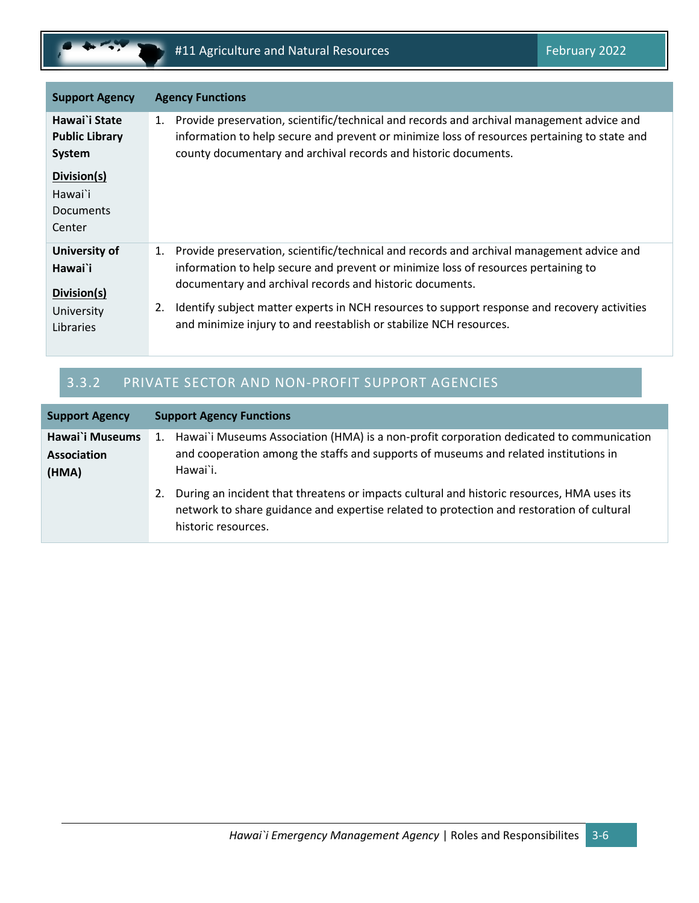| Support Agency | Agency Functions |
| --- | --- |
| **Hawai`i State Public Library System**<br><br>**Division(s)**<br>Hawai`i Documents Center | 1. Provide preservation, scientific/technical and records and archival management advice and information to help secure and prevent or minimize loss of resources pertaining to state and county documentary and archival records and historic documents. |
| **University of Hawai`i**<br><br>**Division(s)**<br>University Libraries | 1. Provide preservation, scientific/technical and records and archival management advice and information to help secure and prevent or minimize loss of resources pertaining to documentary and archival records and historic documents.<br><br>2. Identify subject matter experts in NCH resources to support response and recovery activities and minimize injury to and reestablish or stabilize NCH resources. |

### 3.3.2 PRIVATE SECTOR AND NON-PROFIT SUPPORT AGENCIES

| Support Agency | Support Agency Functions |
| --- | --- |
| **Hawai`i Museums Association (HMA)** | 1. Hawai`i Museums Association (HMA) is a non-profit corporation dedicated to communication and cooperation among the staffs and supports of museums and related institutions in Hawai`i.<br><br>2. During an incident that threatens or impacts cultural and historic resources, HMA uses its network to share guidance and expertise related to protection and restoration of cultural historic resources. |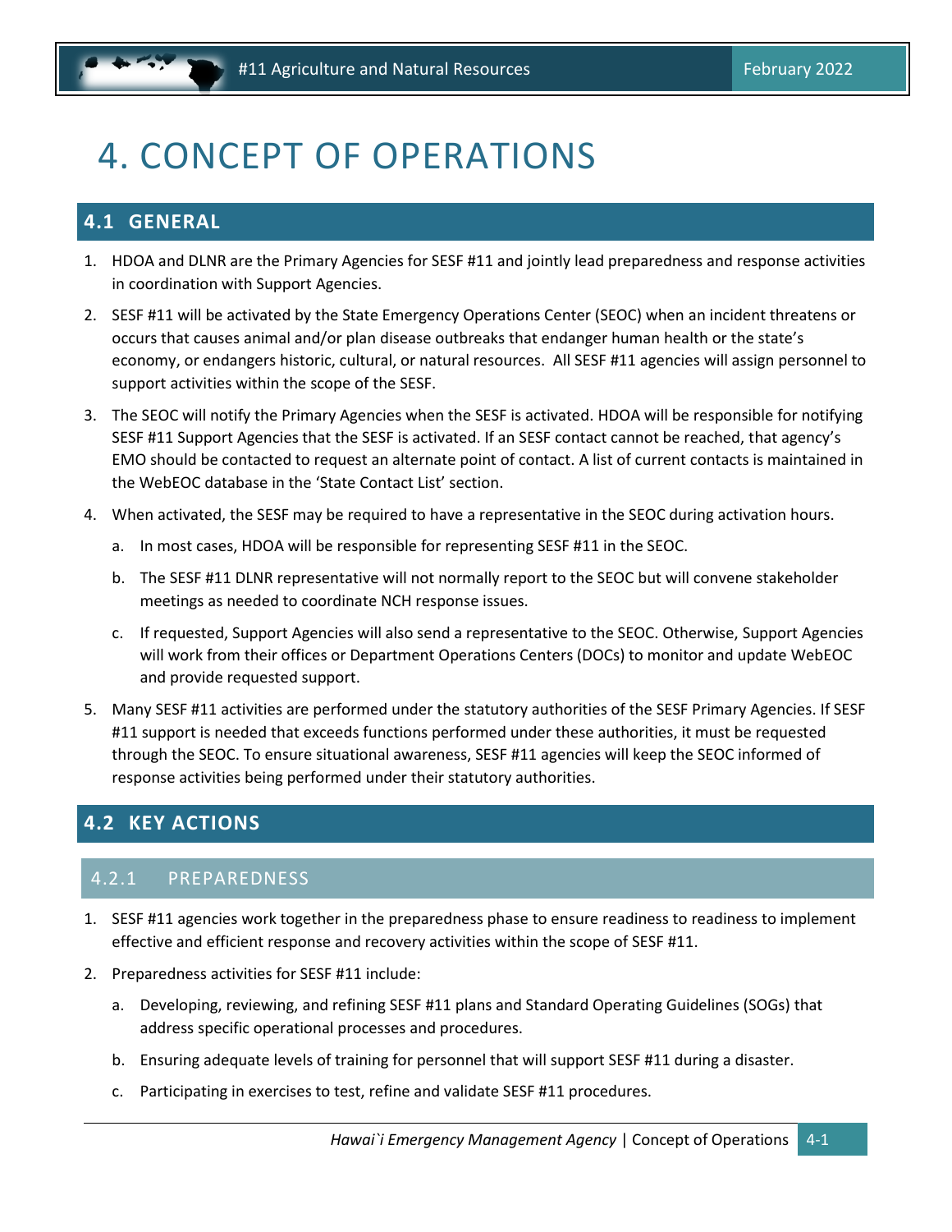# 4. CONCEPT OF OPERATIONS

## 4.1 GENERAL

1. HDOA and DLNR are the Primary Agencies for SESF #11 and jointly lead preparedness and response activities in coordination with Support Agencies.
2. SESF #11 will be activated by the State Emergency Operations Center (SEOC) when an incident threatens or occurs that causes animal and/or plan disease outbreaks that endanger human health or the state's economy, or endangers historic, cultural, or natural resources. All SESF #11 agencies will assign personnel to support activities within the scope of the SESF.
3. The SEOC will notify the Primary Agencies when the SESF is activated. HDOA will be responsible for notifying SESF #11 Support Agencies that the SESF is activated. If an SESF contact cannot be reached, that agency's EMO should be contacted to request an alternate point of contact. A list of current contacts is maintained in the WebEOC database in the 'State Contact List' section.
4. When activated, the SESF may be required to have a representative in the SEOC during activation hours.
   a. In most cases, HDOA will be responsible for representing SESF #11 in the SEOC.
   b. The SESF #11 DLNR representative will not normally report to the SEOC but will convene stakeholder meetings as needed to coordinate NCH response issues.
   c. If requested, Support Agencies will also send a representative to the SEOC. Otherwise, Support Agencies will work from their offices or Department Operations Centers (DOCs) to monitor and update WebEOC and provide requested support.
5. Many SESF #11 activities are performed under the statutory authorities of the SESF Primary Agencies. If SESF #11 support is needed that exceeds functions performed under these authorities, it must be requested through the SEOC. To ensure situational awareness, SESF #11 agencies will keep the SEOC informed of response activities being performed under their statutory authorities.

## 4.2 KEY ACTIONS

### 4.2.1 PREPAREDNESS

1. SESF #11 agencies work together in the preparedness phase to ensure readiness to readiness to implement effective and efficient response and recovery activities within the scope of SESF #11.
2. Preparedness activities for SESF #11 include:
   a. Developing, reviewing, and refining SESF #11 plans and Standard Operating Guidelines (SOGs) that address specific operational processes and procedures.
   b. Ensuring adequate levels of training for personnel that will support SESF #11 during a disaster.
   c. Participating in exercises to test, refine and validate SESF #11 procedures.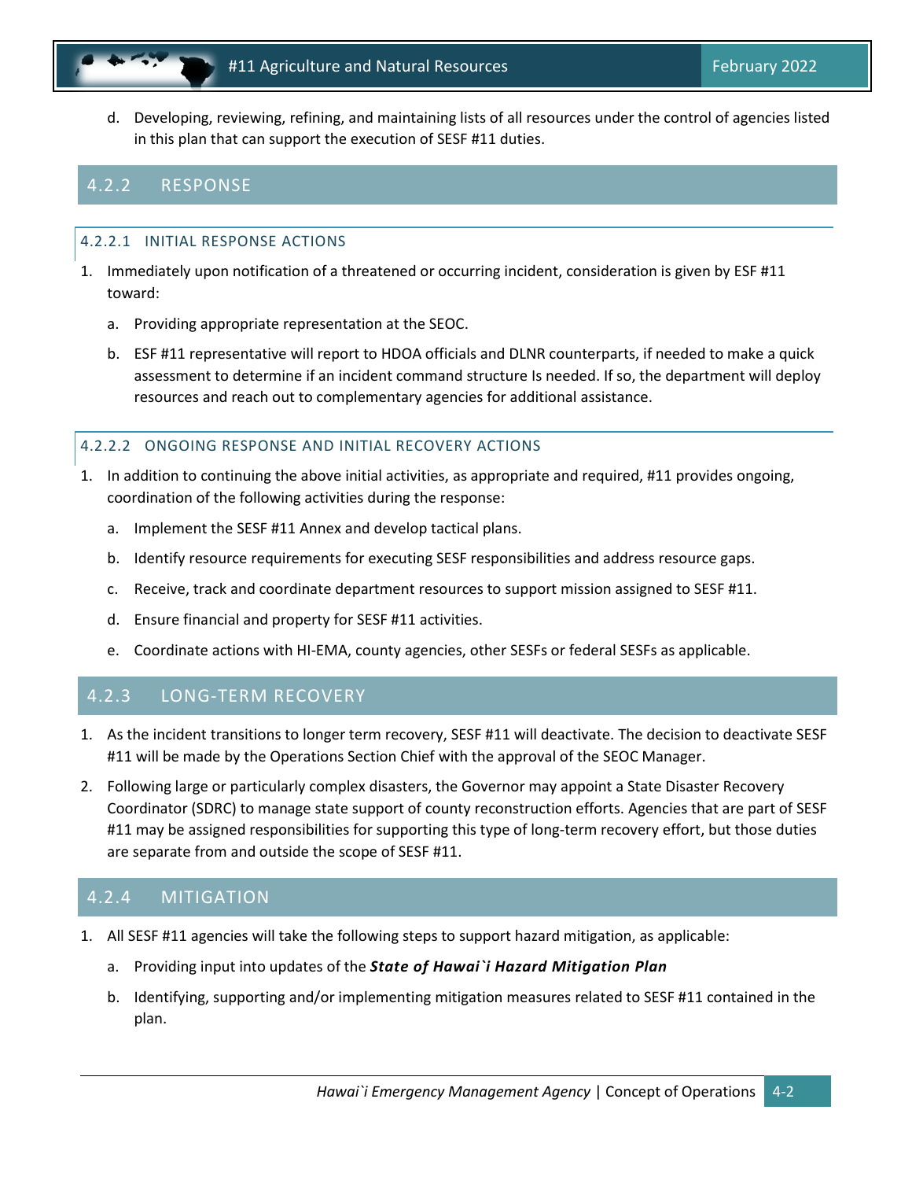d. Developing, reviewing, refining, and maintaining lists of all resources under the control of agencies listed in this plan that can support the execution of SESF #11 duties.

## 4.2.2 RESPONSE

### 4.2.2.1 INITIAL RESPONSE ACTIONS

1. Immediately upon notification of a threatened or occurring incident, consideration is given by ESF #11 toward:

   a. Providing appropriate representation at the SEOC.

   b. ESF #11 representative will report to HDOA officials and DLNR counterparts, if needed to make a quick assessment to determine if an incident command structure Is needed. If so, the department will deploy resources and reach out to complementary agencies for additional assistance.

### 4.2.2.2 ONGOING RESPONSE AND INITIAL RECOVERY ACTIONS

1. In addition to continuing the above initial activities, as appropriate and required, #11 provides ongoing, coordination of the following activities during the response:

   a. Implement the SESF #11 Annex and develop tactical plans.

   b. Identify resource requirements for executing SESF responsibilities and address resource gaps.

   c. Receive, track and coordinate department resources to support mission assigned to SESF #11.

   d. Ensure financial and property for SESF #11 activities.

   e. Coordinate actions with HI-EMA, county agencies, other SESFs or federal SESFs as applicable.

## 4.2.3 LONG-TERM RECOVERY

1. As the incident transitions to longer term recovery, SESF #11 will deactivate. The decision to deactivate SESF #11 will be made by the Operations Section Chief with the approval of the SEOC Manager.

2. Following large or particularly complex disasters, the Governor may appoint a State Disaster Recovery Coordinator (SDRC) to manage state support of county reconstruction efforts. Agencies that are part of SESF #11 may be assigned responsibilities for supporting this type of long-term recovery effort, but those duties are separate from and outside the scope of SESF #11.

## 4.2.4 MITIGATION

1. All SESF #11 agencies will take the following steps to support hazard mitigation, as applicable:

   a. Providing input into updates of the ***State of Hawai`i Hazard Mitigation Plan***

   b. Identifying, supporting and/or implementing mitigation measures related to SESF #11 contained in the plan.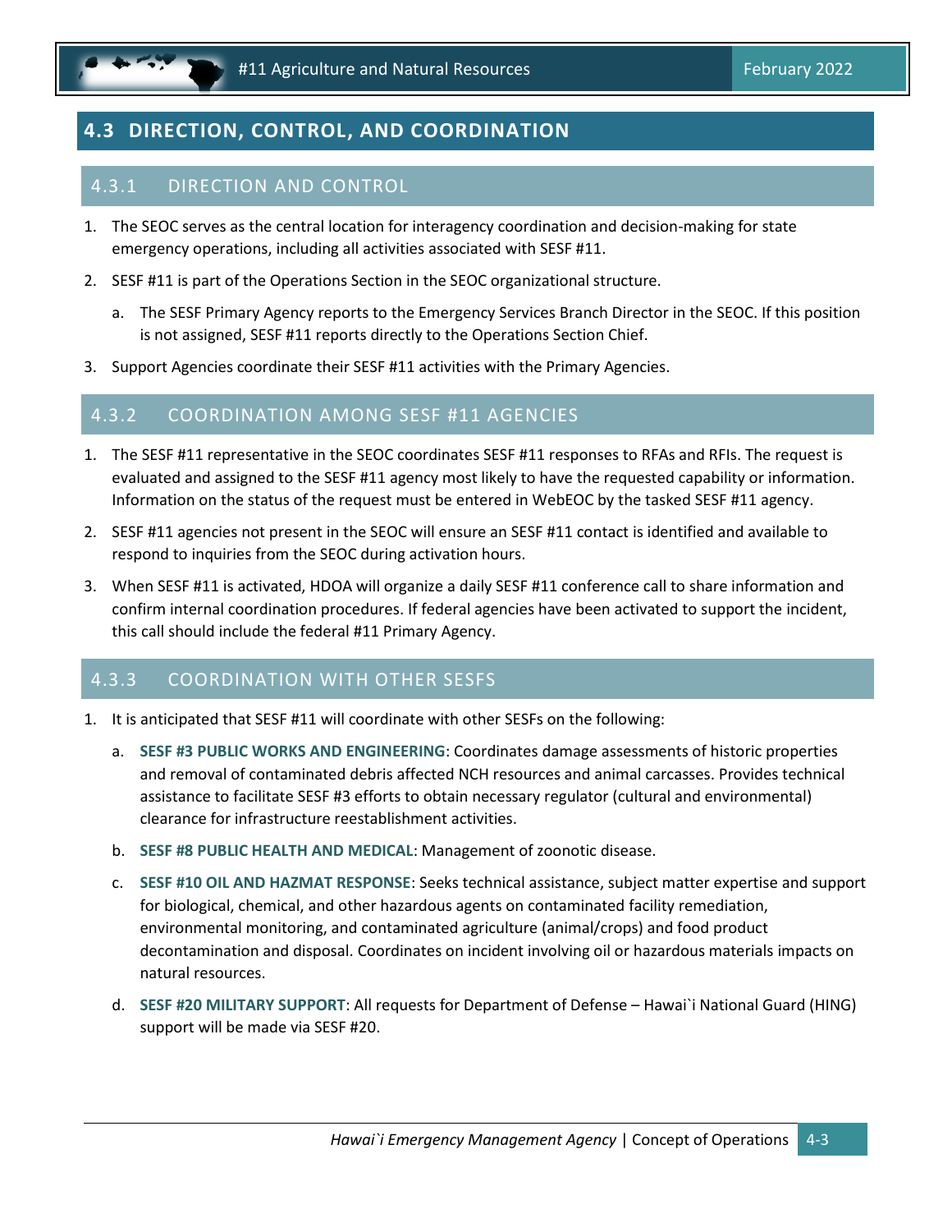## 4.3 DIRECTION, CONTROL, AND COORDINATION

### 4.3.1 DIRECTION AND CONTROL

1. The SEOC serves as the central location for interagency coordination and decision-making for state emergency operations, including all activities associated with SESF #11.
2. SESF #11 is part of the Operations Section in the SEOC organizational structure.
   a. The SESF Primary Agency reports to the Emergency Services Branch Director in the SEOC. If this position is not assigned, SESF #11 reports directly to the Operations Section Chief.
3. Support Agencies coordinate their SESF #11 activities with the Primary Agencies.

### 4.3.2 COORDINATION AMONG SESF #11 AGENCIES

1. The SESF #11 representative in the SEOC coordinates SESF #11 responses to RFAs and RFIs. The request is evaluated and assigned to the SESF #11 agency most likely to have the requested capability or information. Information on the status of the request must be entered in WebEOC by the tasked SESF #11 agency.
2. SESF #11 agencies not present in the SEOC will ensure an SESF #11 contact is identified and available to respond to inquiries from the SEOC during activation hours.
3. When SESF #11 is activated, HDOA will organize a daily SESF #11 conference call to share information and confirm internal coordination procedures. If federal agencies have been activated to support the incident, this call should include the federal #11 Primary Agency.

### 4.3.3 COORDINATION WITH OTHER SESFS

1. It is anticipated that SESF #11 will coordinate with other SESFs on the following:
   a. **SESF #3 PUBLIC WORKS AND ENGINEERING**: Coordinates damage assessments of historic properties and removal of contaminated debris affected NCH resources and animal carcasses. Provides technical assistance to facilitate SESF #3 efforts to obtain necessary regulator (cultural and environmental) clearance for infrastructure reestablishment activities.
   b. **SESF #8 PUBLIC HEALTH AND MEDICAL**: Management of zoonotic disease.
   c. **SESF #10 OIL AND HAZMAT RESPONSE**: Seeks technical assistance, subject matter expertise and support for biological, chemical, and other hazardous agents on contaminated facility remediation, environmental monitoring, and contaminated agriculture (animal/crops) and food product decontamination and disposal. Coordinates on incident involving oil or hazardous materials impacts on natural resources.
   d. **SESF #20 MILITARY SUPPORT**: All requests for Department of Defense – Hawai`i National Guard (HING) support will be made via SESF #20.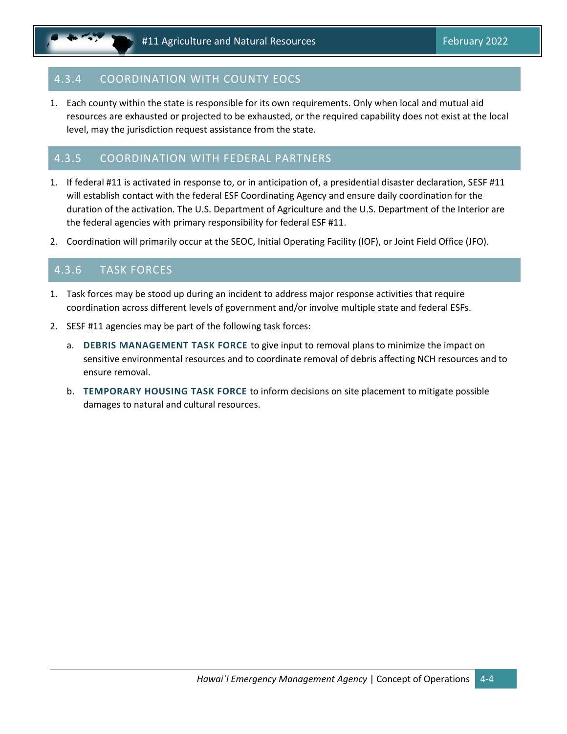### 4.3.4 COORDINATION WITH COUNTY EOCS

1. Each county within the state is responsible for its own requirements. Only when local and mutual aid resources are exhausted or projected to be exhausted, or the required capability does not exist at the local level, may the jurisdiction request assistance from the state.

### 4.3.5 COORDINATION WITH FEDERAL PARTNERS

1. If federal #11 is activated in response to, or in anticipation of, a presidential disaster declaration, SESF #11 will establish contact with the federal ESF Coordinating Agency and ensure daily coordination for the duration of the activation. The U.S. Department of Agriculture and the U.S. Department of the Interior are the federal agencies with primary responsibility for federal ESF #11.
2. Coordination will primarily occur at the SEOC, Initial Operating Facility (IOF), or Joint Field Office (JFO).

### 4.3.6 TASK FORCES

1. Task forces may be stood up during an incident to address major response activities that require coordination across different levels of government and/or involve multiple state and federal ESFs.
2. SESF #11 agencies may be part of the following task forces:
   a. **DEBRIS MANAGEMENT TASK FORCE** to give input to removal plans to minimize the impact on sensitive environmental resources and to coordinate removal of debris affecting NCH resources and to ensure removal.
   b. **TEMPORARY HOUSING TASK FORCE** to inform decisions on site placement to mitigate possible damages to natural and cultural resources.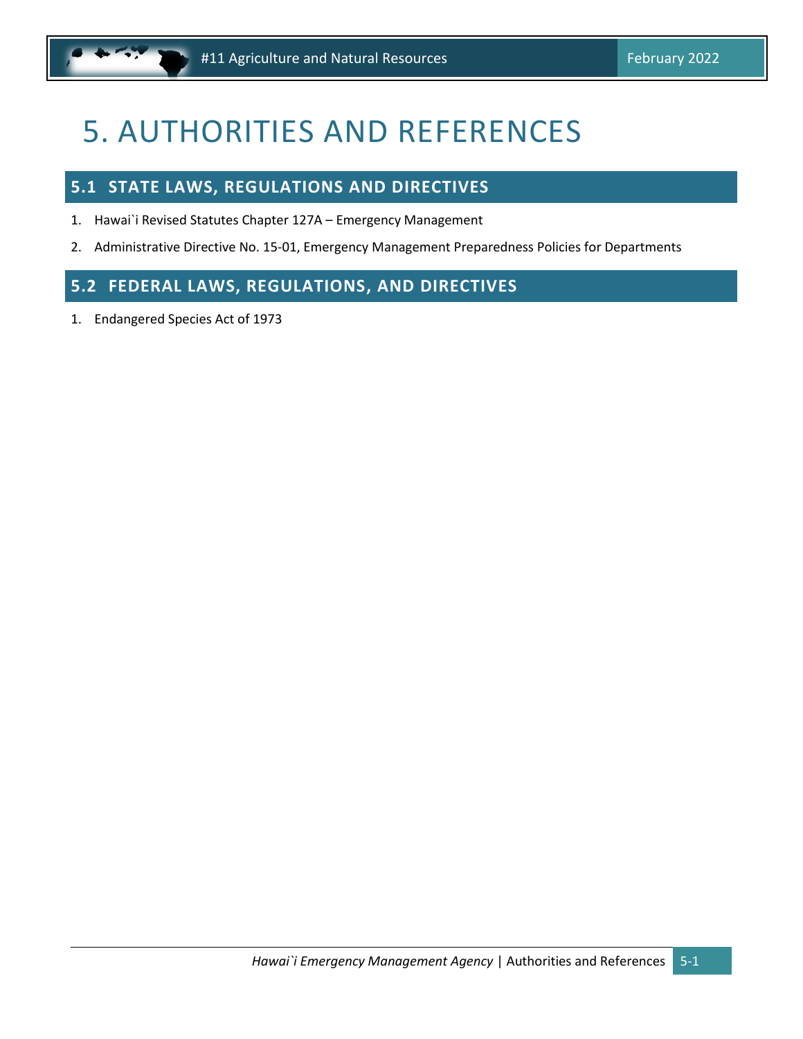# 5. AUTHORITIES AND REFERENCES

## 5.1 STATE LAWS, REGULATIONS AND DIRECTIVES

1. Hawai`i Revised Statutes Chapter 127A – Emergency Management
2. Administrative Directive No. 15-01, Emergency Management Preparedness Policies for Departments

## 5.2 FEDERAL LAWS, REGULATIONS, AND DIRECTIVES

1. Endangered Species Act of 1973